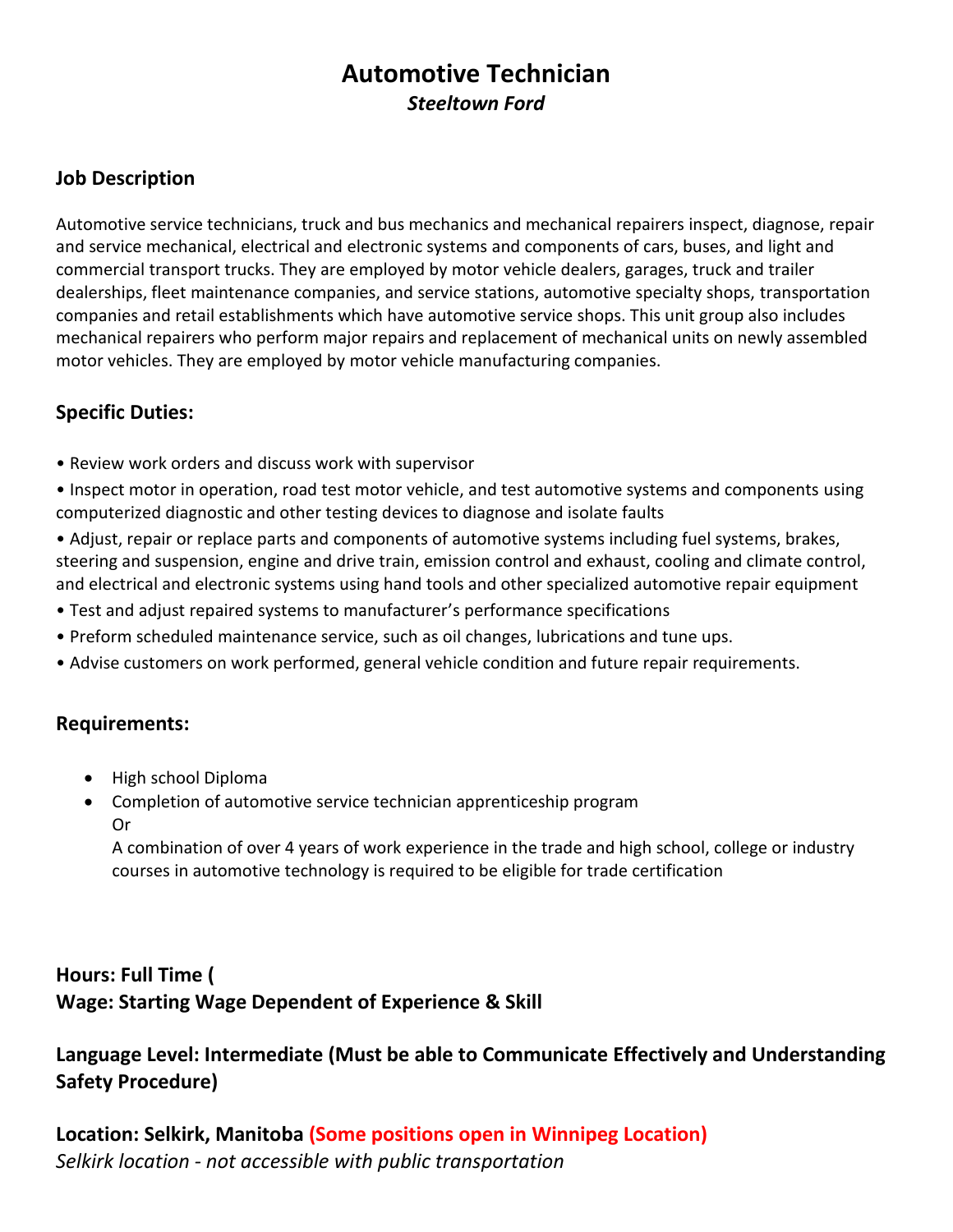# Automotive Technician

***Steeltown Ford***

## Job Description

Automotive service technicians, truck and bus mechanics and mechanical repairers inspect, diagnose, repair and service mechanical, electrical and electronic systems and components of cars, buses, and light and commercial transport trucks. They are employed by motor vehicle dealers, garages, truck and trailer dealerships, fleet maintenance companies, and service stations, automotive specialty shops, transportation companies and retail establishments which have automotive service shops. This unit group also includes mechanical repairers who perform major repairs and replacement of mechanical units on newly assembled motor vehicles. They are employed by motor vehicle manufacturing companies.

## Specific Duties:

- Review work orders and discuss work with supervisor
- Inspect motor in operation, road test motor vehicle, and test automotive systems and components using computerized diagnostic and other testing devices to diagnose and isolate faults
- Adjust, repair or replace parts and components of automotive systems including fuel systems, brakes, steering and suspension, engine and drive train, emission control and exhaust, cooling and climate control, and electrical and electronic systems using hand tools and other specialized automotive repair equipment
- Test and adjust repaired systems to manufacturer's performance specifications
- Preform scheduled maintenance service, such as oil changes, lubrications and tune ups.
- Advise customers on work performed, general vehicle condition and future repair requirements.

## Requirements:

- High school Diploma
- Completion of automotive service technician apprenticeship program
  Or
  A combination of over 4 years of work experience in the trade and high school, college or industry courses in automotive technology is required to be eligible for trade certification

**Hours: Full Time (**
**Wage: Starting Wage Dependent of Experience & Skill**

**Language Level: Intermediate (Must be able to Communicate Effectively and Understanding Safety Procedure)**

**Location: Selkirk, Manitoba (Some positions open in Winnipeg Location)**
*Selkirk location - not accessible with public transportation*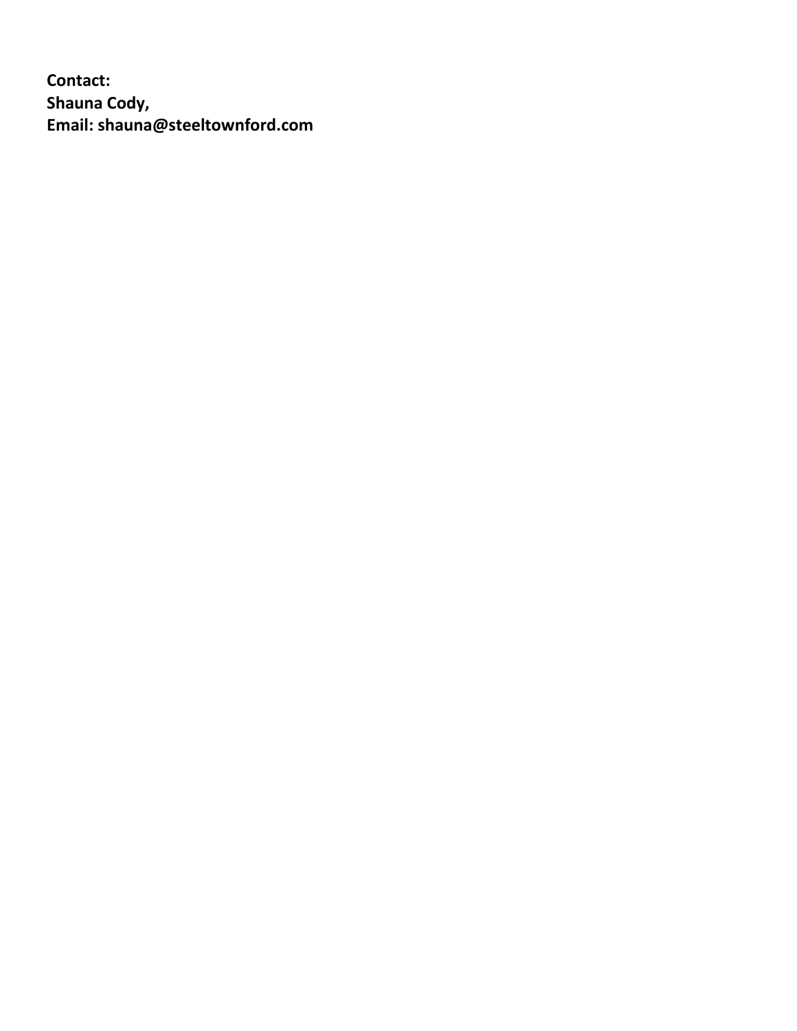**Contact:**
**Shauna Cody,**
**Email: shauna@steeltownford.com**